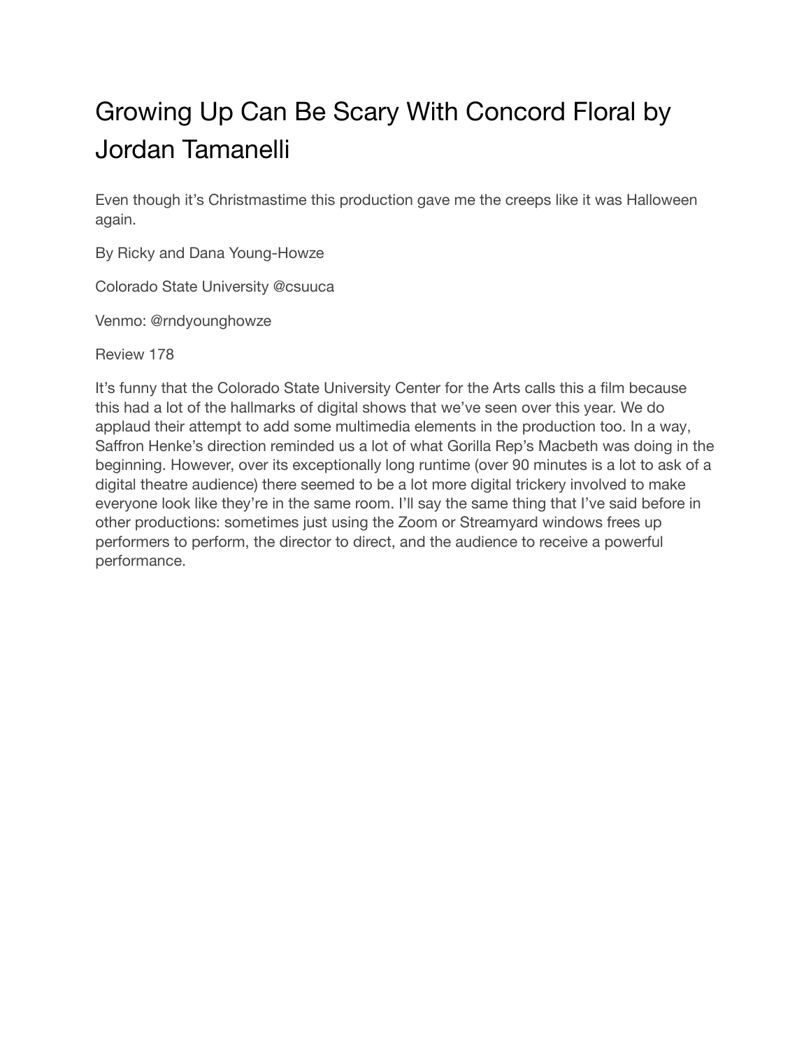# Growing Up Can Be Scary With Concord Floral by Jordan Tamanelli

Even though it's Christmastime this production gave me the creeps like it was Halloween again.

By Ricky and Dana Young-Howze

Colorado State University @csuuca

Venmo: @rndyounghowze

Review 178

It's funny that the Colorado State University Center for the Arts calls this a film because this had a lot of the hallmarks of digital shows that we've seen over this year. We do applaud their attempt to add some multimedia elements in the production too. In a way, Saffron Henke's direction reminded us a lot of what Gorilla Rep's Macbeth was doing in the beginning. However, over its exceptionally long runtime (over 90 minutes is a lot to ask of a digital theatre audience) there seemed to be a lot more digital trickery involved to make everyone look like they're in the same room. I'll say the same thing that I've said before in other productions: sometimes just using the Zoom or Streamyard windows frees up performers to perform, the director to direct, and the audience to receive a powerful performance.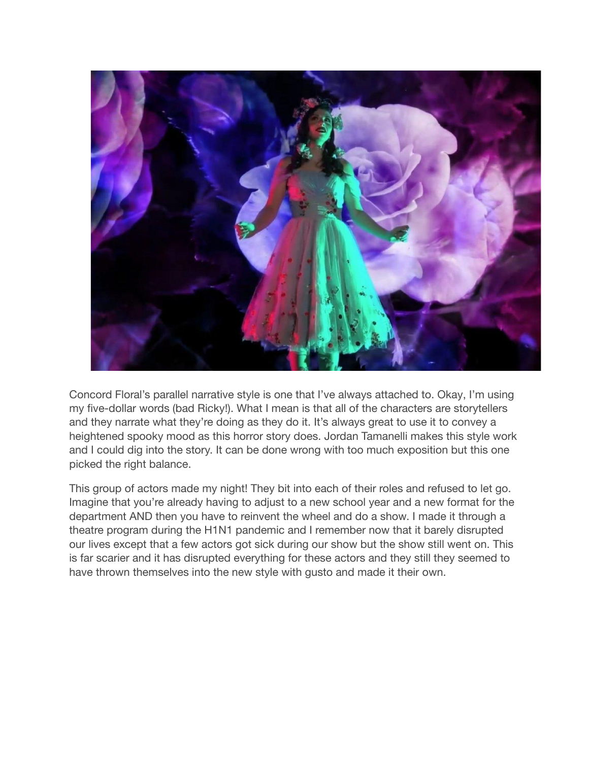Concord Floral's parallel narrative style is one that I've always attached to. Okay, I'm using my five-dollar words (bad Ricky!). What I mean is that all of the characters are storytellers and they narrate what they're doing as they do it. It's always great to use it to convey a heightened spooky mood as this horror story does. Jordan Tamanelli makes this style work and I could dig into the story. It can be done wrong with too much exposition but this one picked the right balance.

This group of actors made my night! They bit into each of their roles and refused to let go. Imagine that you're already having to adjust to a new school year and a new format for the department AND then you have to reinvent the wheel and do a show. I made it through a theatre program during the H1N1 pandemic and I remember now that it barely disrupted our lives except that a few actors got sick during our show but the show still went on. This is far scarier and it has disrupted everything for these actors and they still they seemed to have thrown themselves into the new style with gusto and made it their own.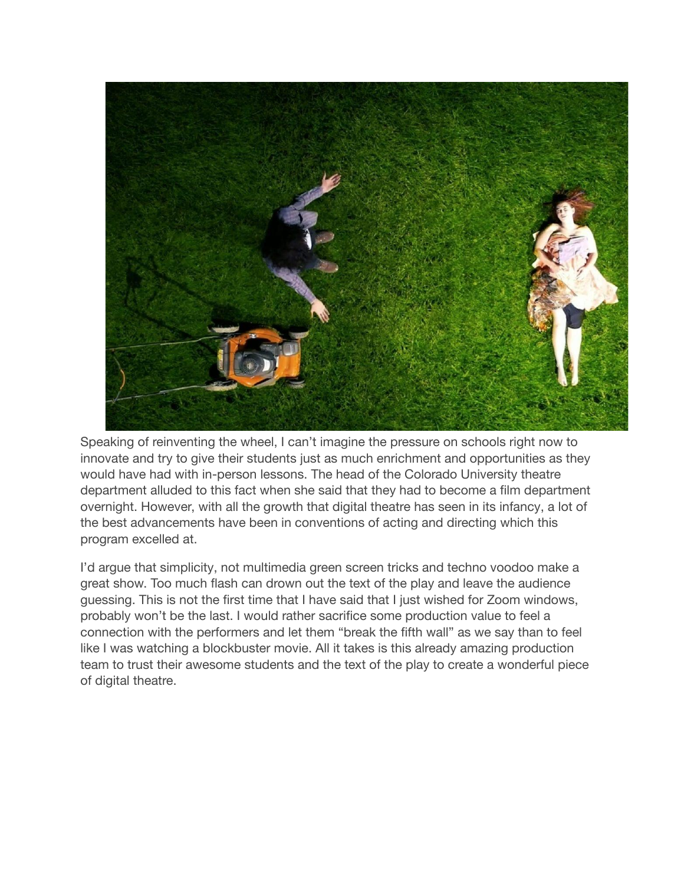Speaking of reinventing the wheel, I can't imagine the pressure on schools right now to innovate and try to give their students just as much enrichment and opportunities as they would have had with in-person lessons. The head of the Colorado University theatre department alluded to this fact when she said that they had to become a film department overnight. However, with all the growth that digital theatre has seen in its infancy, a lot of the best advancements have been in conventions of acting and directing which this program excelled at.

I'd argue that simplicity, not multimedia green screen tricks and techno voodoo make a great show. Too much flash can drown out the text of the play and leave the audience guessing. This is not the first time that I have said that I just wished for Zoom windows, probably won't be the last. I would rather sacrifice some production value to feel a connection with the performers and let them "break the fifth wall" as we say than to feel like I was watching a blockbuster movie. All it takes is this already amazing production team to trust their awesome students and the text of the play to create a wonderful piece of digital theatre.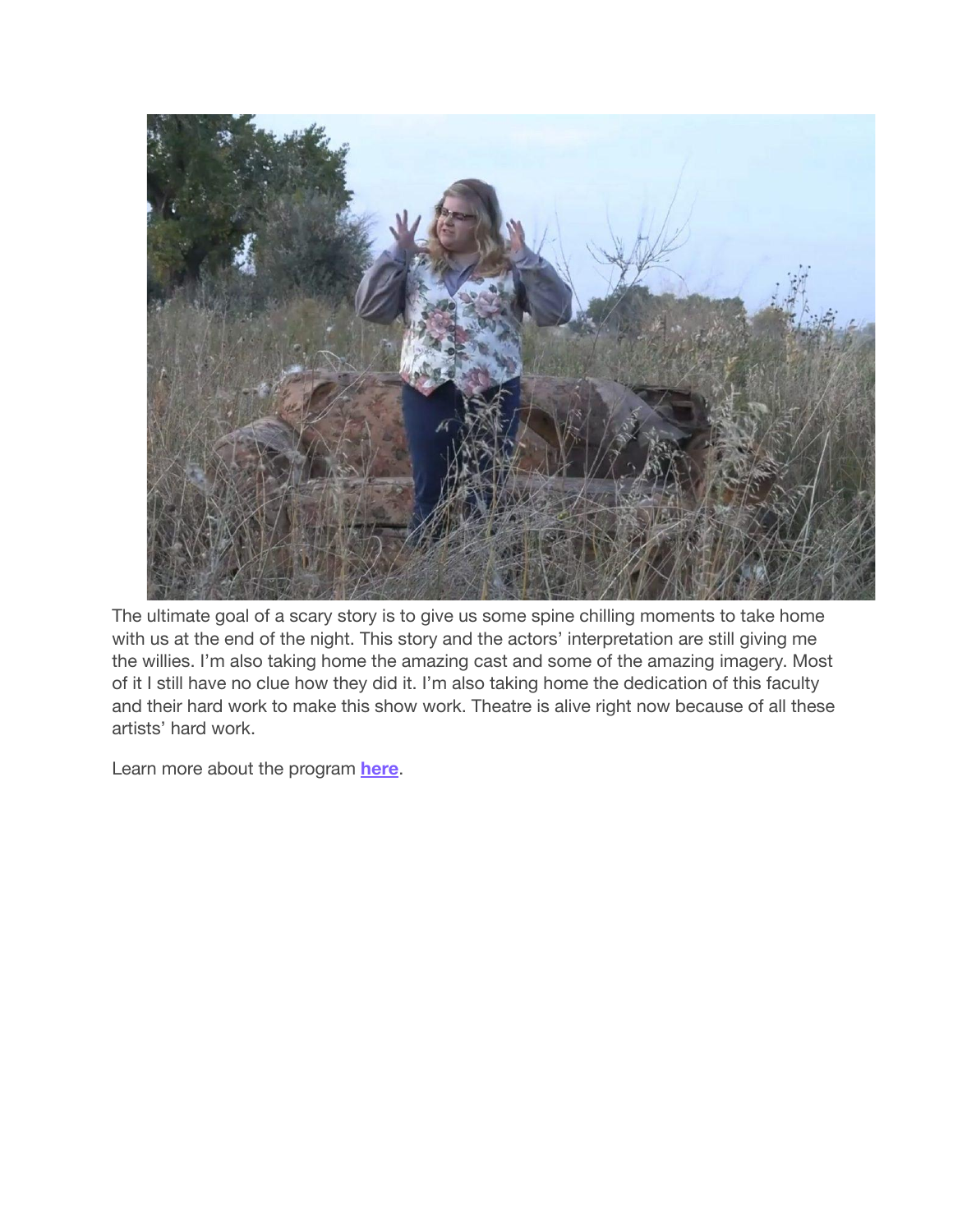The ultimate goal of a scary story is to give us some spine chilling moments to take home with us at the end of the night. This story and the actors' interpretation are still giving me the willies. I'm also taking home the amazing cast and some of the amazing imagery. Most of it I still have no clue how they did it. I'm also taking home the dedication of this faculty and their hard work to make this show work. Theatre is alive right now because of all these artists' hard work.

Learn more about the program **here**.